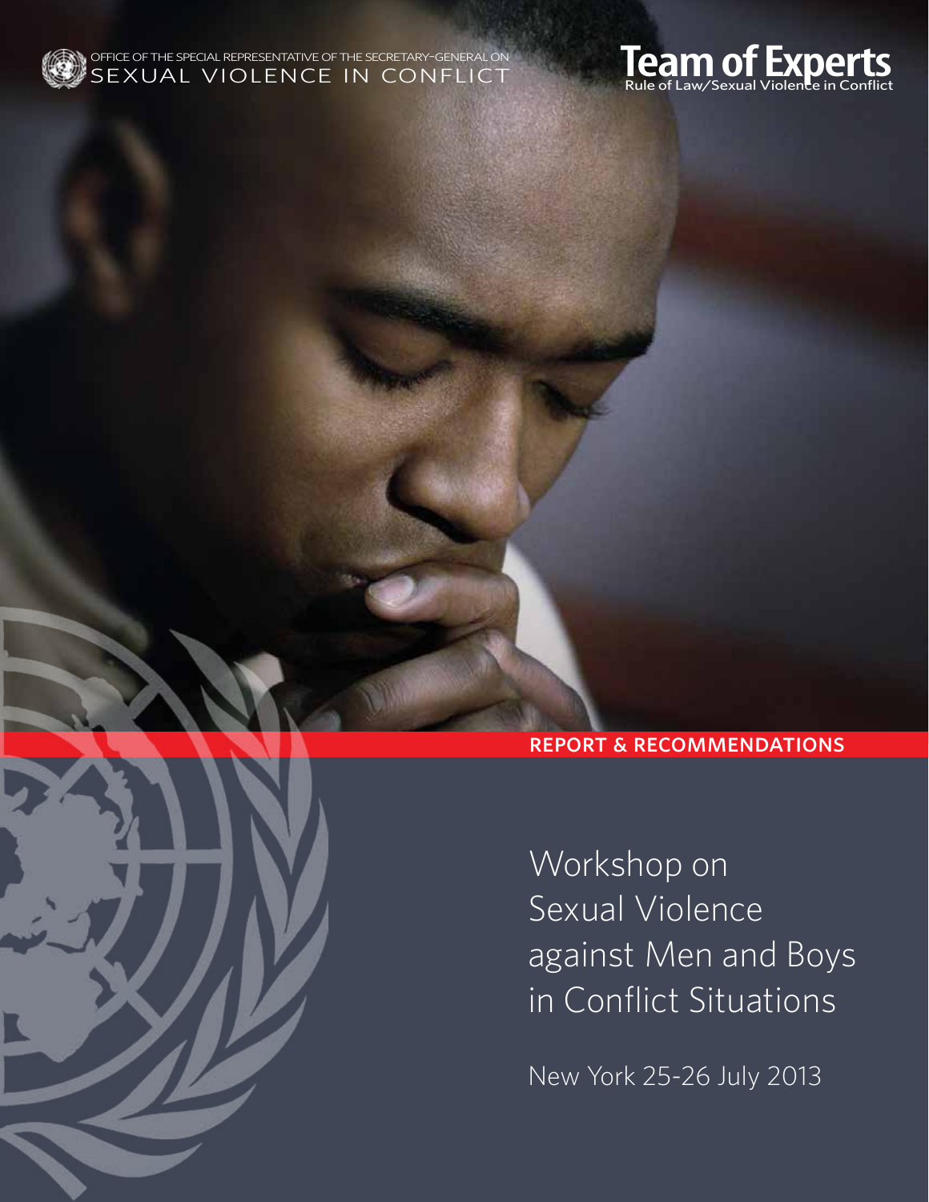OFFICE OF THE SPECIAL REPRESENTATIVE OF THE SECRETARY-GENERAL ON
SEXUAL VIOLENCE IN CONFLICT

**Team of Experts**
Rule of Law/Sexual Violence in Conflict

**REPORT & RECOMMENDATIONS**

# Workshop on Sexual Violence against Men and Boys in Conflict Situations

New York 25-26 July 2013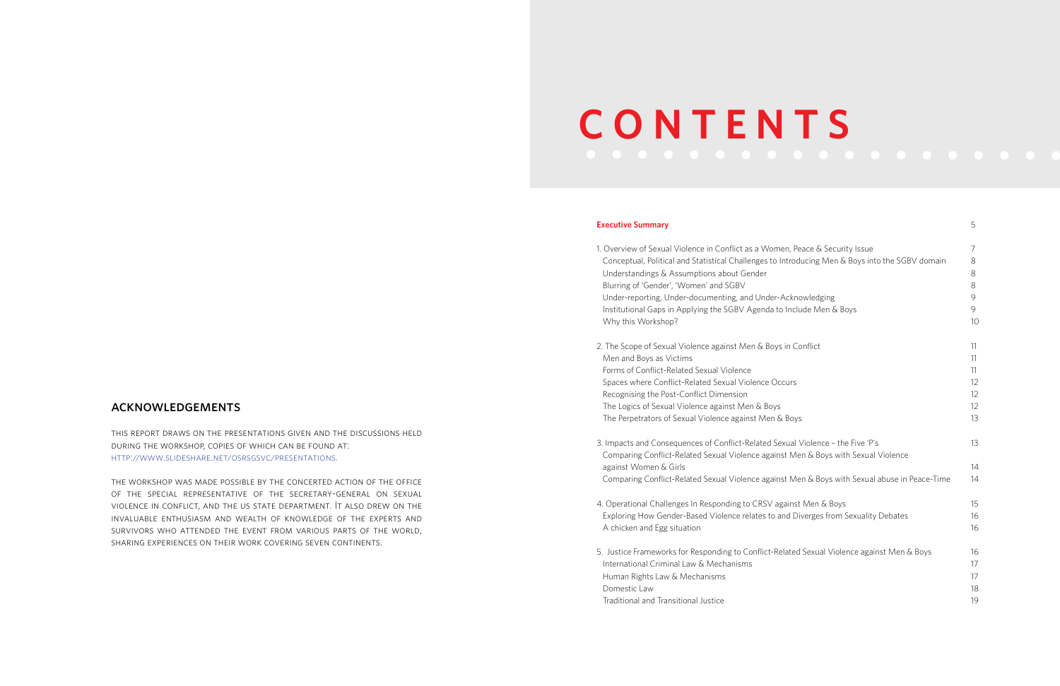## ACKNOWLEDGEMENTS

THIS REPORT DRAWS ON THE PRESENTATIONS GIVEN AND THE DISCUSSIONS HELD DURING THE WORKSHOP, COPIES OF WHICH CAN BE FOUND AT: HTTP://WWW.SLIDESHARE.NET/OSRSGSVC/PRESENTATIONS.

THE WORKSHOP WAS MADE POSSIBLE BY THE CONCERTED ACTION OF THE OFFICE OF THE SPECIAL REPRESENTATIVE OF THE SECRETARY-GENERAL ON SEXUAL VIOLENCE IN CONFLICT, AND THE US STATE DEPARTMENT. IT ALSO DREW ON THE INVALUABLE ENTHUSIASM AND WEALTH OF KNOWLEDGE OF THE EXPERTS AND SURVIVORS WHO ATTENDED THE EVENT FROM VARIOUS PARTS OF THE WORLD, SHARING EXPERIENCES ON THEIR WORK COVERING SEVEN CONTINENTS.

# CONTENTS

| | |
|---|---|
| **Executive Summary** | 5 |
| 1. Overview of Sexual Violence in Conflict as a Women, Peace & Security Issue | 7 |
| Conceptual, Political and Statistical Challenges to Introducing Men & Boys into the SGBV domain | 8 |
| Understandings & Assumptions about Gender | 8 |
| Blurring of 'Gender', 'Women' and SGBV | 8 |
| Under-reporting, Under-documenting, and Under-Acknowledging | 9 |
| Institutional Gaps in Applying the SGBV Agenda to Include Men & Boys | 9 |
| Why this Workshop? | 10 |
| 2. The Scope of Sexual Violence against Men & Boys in Conflict | 11 |
| Men and Boys as Victims | 11 |
| Forms of Conflict-Related Sexual Violence | 11 |
| Spaces where Conflict-Related Sexual Violence Occurs | 12 |
| Recognising the Post-Conflict Dimension | 12 |
| The Logics of Sexual Violence against Men & Boys | 12 |
| The Perpetrators of Sexual Violence against Men & Boys | 13 |
| 3. Impacts and Consequences of Conflict-Related Sexual Violence – the Five 'P's | 13 |
| Comparing Conflict-Related Sexual Violence against Men & Boys with Sexual Violence against Women & Girls | 14 |
| Comparing Conflict-Related Sexual Violence against Men & Boys with Sexual abuse in Peace-Time | 14 |
| 4. Operational Challenges In Responding to CRSV against Men & Boys | 15 |
| Exploring How Gender-Based Violence relates to and Diverges from Sexuality Debates | 16 |
| A chicken and Egg situation | 16 |
| 5. Justice Frameworks for Responding to Conflict-Related Sexual Violence against Men & Boys | 16 |
| International Criminal Law & Mechanisms | 17 |
| Human Rights Law & Mechanisms | 17 |
| Domestic Law | 18 |
| Traditional and Transitional Justice | 19 |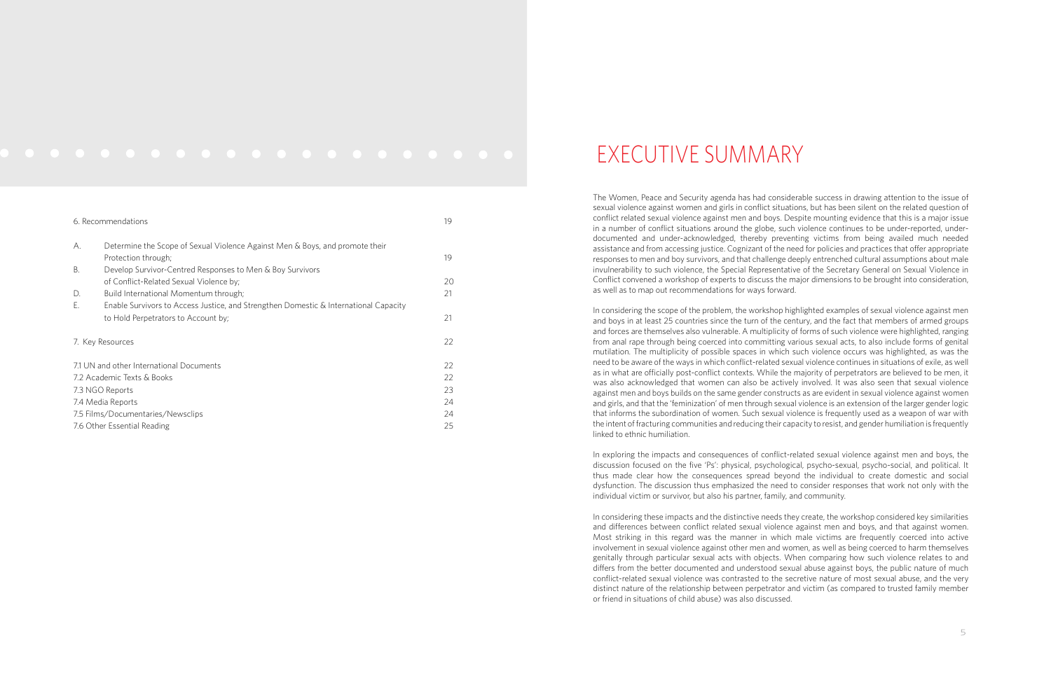| | | |
|---|---|---|
| 6. Recommendations | | 19 |
| A. | Determine the Scope of Sexual Violence Against Men & Boys, and promote their Protection through; | 19 |
| B. | Develop Survivor-Centred Responses to Men & Boy Survivors of Conflict-Related Sexual Violence by; | 20 |
| D. | Build International Momentum through; | 21 |
| E. | Enable Survivors to Access Justice, and Strengthen Domestic & International Capacity to Hold Perpetrators to Account by; | 21 |
| 7. Key Resources | | 22 |
| 7.1 UN and other International Documents | | 22 |
| 7.2 Academic Texts & Books | | 22 |
| 7.3 NGO Reports | | 23 |
| 7.4 Media Reports | | 24 |
| 7.5 Films/Documentaries/Newsclips | | 24 |
| 7.6 Other Essential Reading | | 25 |

# EXECUTIVE SUMMARY

The Women, Peace and Security agenda has had considerable success in drawing attention to the issue of sexual violence against women and girls in conflict situations, but has been silent on the related question of conflict related sexual violence against men and boys. Despite mounting evidence that this is a major issue in a number of conflict situations around the globe, such violence continues to be under-reported, under-documented and under-acknowledged, thereby preventing victims from being availed much needed assistance and from accessing justice. Cognizant of the need for policies and practices that offer appropriate responses to men and boy survivors, and that challenge deeply entrenched cultural assumptions about male invulnerability to such violence, the Special Representative of the Secretary General on Sexual Violence in Conflict convened a workshop of experts to discuss the major dimensions to be brought into consideration, as well as to map out recommendations for ways forward.

In considering the scope of the problem, the workshop highlighted examples of sexual violence against men and boys in at least 25 countries since the turn of the century, and the fact that members of armed groups and forces are themselves also vulnerable. A multiplicity of forms of such violence were highlighted, ranging from anal rape through being coerced into committing various sexual acts, to also include forms of genital mutilation. The multiplicity of possible spaces in which such violence occurs was highlighted, as was the need to be aware of the ways in which conflict-related sexual violence continues in situations of exile, as well as in what are officially post-conflict contexts. While the majority of perpetrators are believed to be men, it was also acknowledged that women can also be actively involved. It was also seen that sexual violence against men and boys builds on the same gender constructs as are evident in sexual violence against women and girls, and that the 'feminization' of men through sexual violence is an extension of the larger gender logic that informs the subordination of women. Such sexual violence is frequently used as a weapon of war with the intent of fracturing communities and reducing their capacity to resist, and gender humiliation is frequently linked to ethnic humiliation.

In exploring the impacts and consequences of conflict-related sexual violence against men and boys, the discussion focused on the five 'Ps': physical, psychological, psycho-sexual, psycho-social, and political. It thus made clear how the consequences spread beyond the individual to create domestic and social dysfunction. The discussion thus emphasized the need to consider responses that work not only with the individual victim or survivor, but also his partner, family, and community.

In considering these impacts and the distinctive needs they create, the workshop considered key similarities and differences between conflict related sexual violence against men and boys, and that against women. Most striking in this regard was the manner in which male victims are frequently coerced into active involvement in sexual violence against other men and women, as well as being coerced to harm themselves genitally through particular sexual acts with objects. When comparing how such violence relates to and differs from the better documented and understood sexual abuse against boys, the public nature of much conflict-related sexual violence was contrasted to the secretive nature of most sexual abuse, and the very distinct nature of the relationship between perpetrator and victim (as compared to trusted family member or friend in situations of child abuse) was also discussed.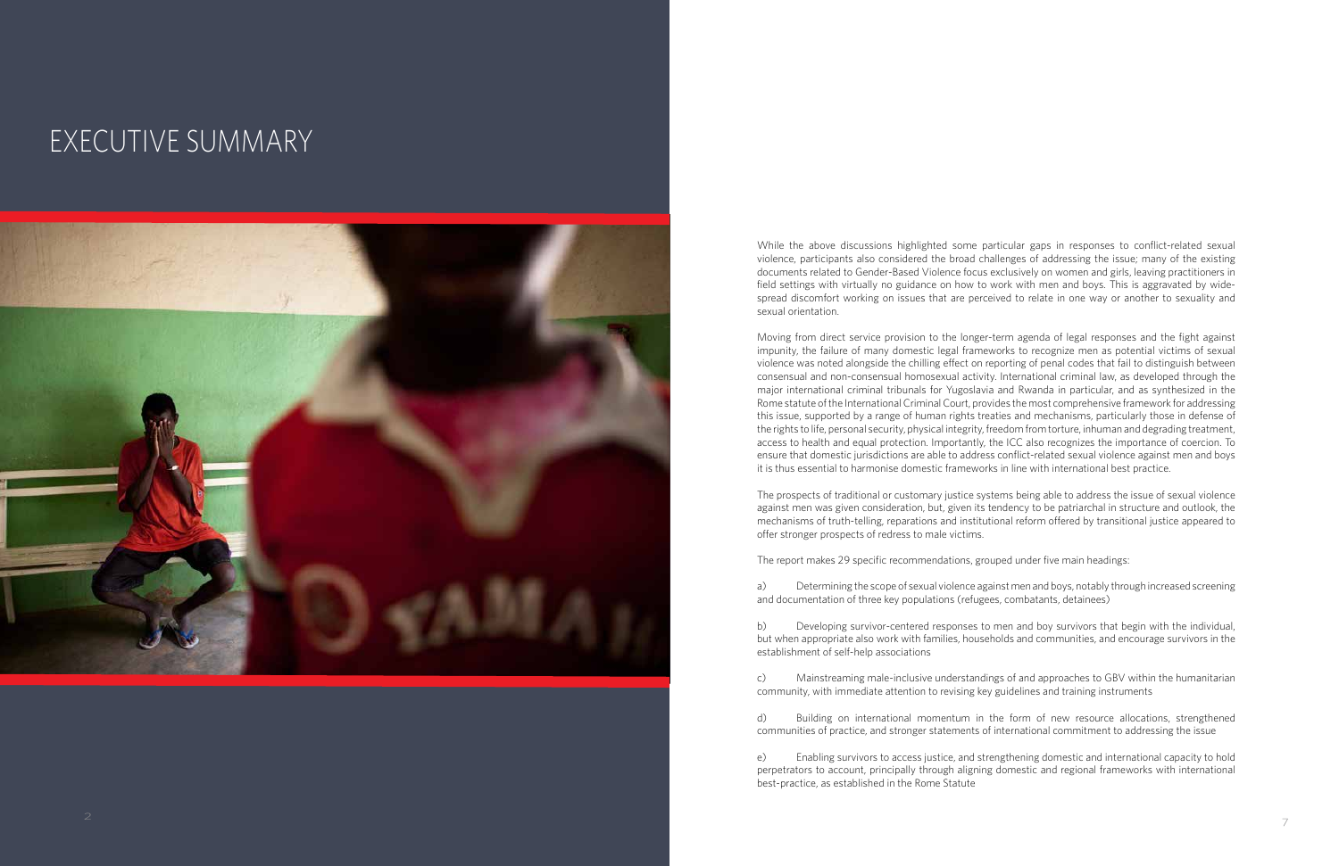# EXECUTIVE SUMMARY

While the above discussions highlighted some particular gaps in responses to conflict-related sexual violence, participants also considered the broad challenges of addressing the issue; many of the existing documents related to Gender-Based Violence focus exclusively on women and girls, leaving practitioners in field settings with virtually no guidance on how to work with men and boys. This is aggravated by wide-spread discomfort working on issues that are perceived to relate in one way or another to sexuality and sexual orientation.

Moving from direct service provision to the longer-term agenda of legal responses and the fight against impunity, the failure of many domestic legal frameworks to recognize men as potential victims of sexual violence was noted alongside the chilling effect on reporting of penal codes that fail to distinguish between consensual and non-consensual homosexual activity. International criminal law, as developed through the major international criminal tribunals for Yugoslavia and Rwanda in particular, and as synthesized in the Rome statute of the International Criminal Court, provides the most comprehensive framework for addressing this issue, supported by a range of human rights treaties and mechanisms, particularly those in defense of the rights to life, personal security, physical integrity, freedom from torture, inhuman and degrading treatment, access to health and equal protection. Importantly, the ICC also recognizes the importance of coercion. To ensure that domestic jurisdictions are able to address conflict-related sexual violence against men and boys it is thus essential to harmonise domestic frameworks in line with international best practice.

The prospects of traditional or customary justice systems being able to address the issue of sexual violence against men was given consideration, but, given its tendency to be patriarchal in structure and outlook, the mechanisms of truth-telling, reparations and institutional reform offered by transitional justice appeared to offer stronger prospects of redress to male victims.

The report makes 29 specific recommendations, grouped under five main headings:

a) Determining the scope of sexual violence against men and boys, notably through increased screening and documentation of three key populations (refugees, combatants, detainees)

b) Developing survivor-centered responses to men and boy survivors that begin with the individual, but when appropriate also work with families, households and communities, and encourage survivors in the establishment of self-help associations

c) Mainstreaming male-inclusive understandings of and approaches to GBV within the humanitarian community, with immediate attention to revising key guidelines and training instruments

d) Building on international momentum in the form of new resource allocations, strengthened communities of practice, and stronger statements of international commitment to addressing the issue

e) Enabling survivors to access justice, and strengthening domestic and international capacity to hold perpetrators to account, principally through aligning domestic and regional frameworks with international best-practice, as established in the Rome Statute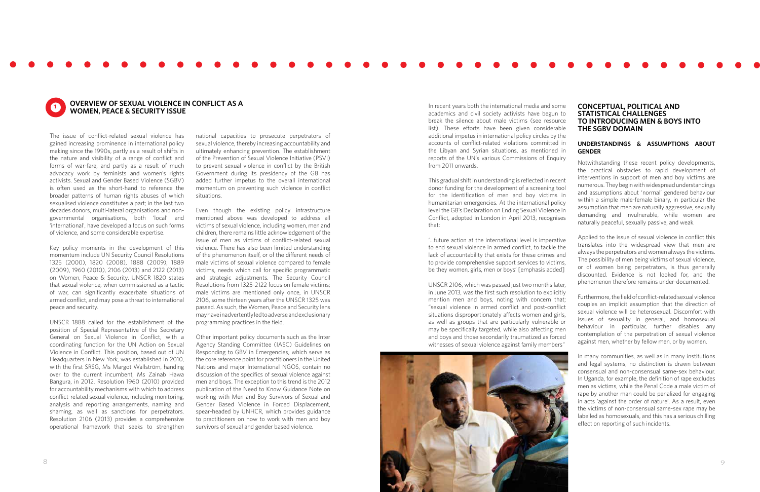## 1 OVERVIEW OF SEXUAL VIOLENCE IN CONFLICT AS A WOMEN, PEACE & SECURITY ISSUE

The issue of conflict-related sexual violence has gained increasing prominence in international policy making since the 1990s, partly as a result of shifts in the nature and visibility of a range of conflict and forms of war-fare, and partly as a result of much advocacy work by feminists and women's rights activists. Sexual and Gender Based Violence (SGBV) is often used as the short-hand to reference the broader patterns of human rights abuses of which sexualised violence constitutes a part; in the last two decades donors, multi-lateral organisations and non-governmental organisations, both 'local' and 'international', have developed a focus on such forms of violence, and some considerable expertise.

Key policy moments in the development of this momentum include UN Security Council Resolutions 1325 (2000), 1820 (2008), 1888 (2009), 1889 (2009), 1960 (2010), 2106 (2013) and 2122 (2013) on Women, Peace & Security. UNSCR 1820 states that sexual violence, when commissioned as a tactic of war, can significantly exacerbate situations of armed conflict, and may pose a threat to international peace and security.

UNSCR 1888 called for the establishment of the position of Special Representative of the Secretary General on Sexual Violence in Conflict, with a coordinating function for the UN Action on Sexual Violence in Conflict. This position, based out of UN Headquarters in New York, was established in 2010, with the first SRSG, Ms Margot Wallström, handing over to the current incumbent, Ms Zainab Hawa Bangura, in 2012. Resolution 1960 (2010) provided for accountability mechanisms with which to address conflict-related sexual violence, including monitoring, analysis and reporting arrangements, naming and shaming, as well as sanctions for perpetrators. Resolution 2106 (2013) provides a comprehensive operational framework that seeks to strengthen national capacities to prosecute perpetrators of sexual violence, thereby increasing accountability and ultimately enhancing prevention. The establishment of the Prevention of Sexual Violence Initiative (PSVI) to prevent sexual violence in conflict by the British Government during its presidency of the G8 has added further impetus to the overall international momentum on preventing such violence in conflict situations.

Even though the existing policy infrastructure mentioned above was developed to address all victims of sexual violence, including women, men and children, there remains little acknowledgement of the issue of men as victims of conflict-related sexual violence. There has also been limited understanding of the phenomenon itself, or of the different needs of male victims of sexual violence compared to female victims, needs which call for specific programmatic and strategic adjustments. The Security Council Resolutions from 1325-2122 focus on female victims; male victims are mentioned only once, in UNSCR 2106, some thirteen years after the UNSCR 1325 was passed. As such, the Women, Peace and Security lens may have inadvertently led to adverse and exclusionary programming practices in the field.

Other important policy documents such as the Inter Agency Standing Committee (IASC) Guidelines on Responding to GBV in Emergencies, which serve as the core reference point for practitioners in the United Nations and major International NGOS, contain no discussion of the specifics of sexual violence against men and boys. The exception to this trend is the 2012 publication of the Need to Know Guidance Note on working with Men and Boy Survivors of Sexual and Gender Based Violence in Forced Displacement, spear-headed by UNHCR, which provides guidance to practitioners on how to work with men and boy survivors of sexual and gender based violence.

In recent years both the international media and some academics and civil society activists have begun to break the silence about male victims (see resource list). These efforts have been given considerable additional impetus in international policy circles by the accounts of conflict-related violations committed in the Libyan and Syrian situations, as mentioned in reports of the UN's various Commissions of Enquiry from 2011 onwards.

This gradual shift in understanding is reflected in recent donor funding for the development of a screening tool for the identification of men and boy victims in humanitarian emergencies. At the international policy level the G8's Declaration on Ending Sexual Violence in Conflict, adopted in London in April 2013, recognises that:

'...future action at the international level is imperative to end sexual violence in armed conflict, to tackle the lack of accountability that exists for these crimes and to provide comprehensive support services to victims, be they women, girls, men or boys' [emphasis added]

UNSCR 2106, which was passed just two months later, in June 2013, was the first such resolution to explicitly mention men and boys, noting with concern that; "sexual violence in armed conflict and post-conflict situations disproportionately affects women and girls, as well as groups that are particularly vulnerable or may be specifically targeted, while also affecting men and boys and those secondarily traumatized as forced witnesses of sexual violence against family members"

## CONCEPTUAL, POLITICAL AND STATISTICAL CHALLENGES TO INTRODUCING MEN & BOYS INTO THE SGBV DOMAIN

### UNDERSTANDINGS & ASSUMPTIONS ABOUT GENDER

Notwithstanding these recent policy developments, the practical obstacles to rapid development of interventions in support of men and boy victims are numerous. They begin with widespread understandings and assumptions about 'normal' gendered behaviour within a simple male-female binary, in particular the assumption that men are naturally aggressive, sexually demanding and invulnerable, while women are naturally peaceful, sexually passive, and weak.

Applied to the issue of sexual violence in conflict this translates into the widespread view that men are always the perpetrators and women always the victims. The possibility of men being victims of sexual violence, or of women being perpetrators, is thus generally discounted. Evidence is not looked for, and the phenomenon therefore remains under-documented.

Furthermore, the field of conflict-related sexual violence couples an implicit assumption that the direction of sexual violence will be heterosexual. Discomfort with issues of sexuality in general, and homosexual behaviour in particular, further disables any contemplation of the perpetration of sexual violence against men, whether by fellow men, or by women.

In many communities, as well as in many institutions and legal systems, no distinction is drawn between consensual and non-consensual same-sex behaviour. In Uganda, for example, the definition of rape excludes men as victims, while the Penal Code a male victim of rape by another man could be penalized for engaging in acts 'against the order of nature'. As a result, even the victims of non-consensual same-sex rape may be labelled as homosexuals, and this has a serious chilling effect on reporting of such incidents.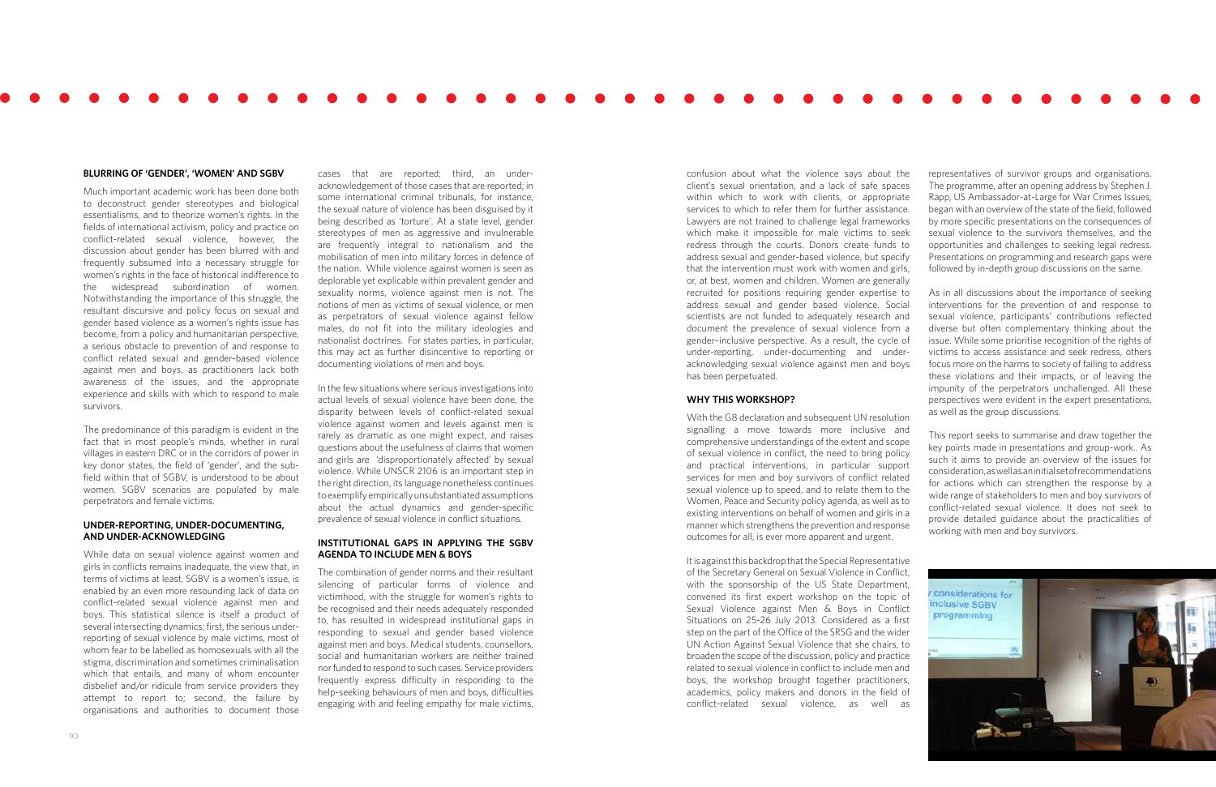## BLURRING OF 'GENDER', 'WOMEN' AND SGBV

Much important academic work has been done both to deconstruct gender stereotypes and biological essentialisms, and to theorize women's rights. In the fields of international activism, policy and practice on conflict-related sexual violence, however, the discussion about gender has been blurred with and frequently subsumed into a necessary struggle for women's rights in the face of historical indifference to the widespread subordination of women. Notwithstanding the importance of this struggle, the resultant discursive and policy focus on sexual and gender based violence as a women's rights issue has become, from a policy and humanitarian perspective, a serious obstacle to prevention of and response to conflict related sexual and gender-based violence against men and boys, as practitioners lack both awareness of the issues, and the appropriate experience and skills with which to respond to male survivors.

The predominance of this paradigm is evident in the fact that in most people's minds, whether in rural villages in eastern DRC or in the corridors of power in key donor states, the field of 'gender', and the sub-field within that of SGBV, is understood to be about women. SGBV scenarios are populated by male perpetrators and female victims.

## UNDER-REPORTING, UNDER-DOCUMENTING, AND UNDER-ACKNOWLEDGING

While data on sexual violence against women and girls in conflicts remains inadequate, the view that, in terms of victims at least, SGBV is a women's issue, is enabled by an even more resounding lack of data on conflict-related sexual violence against men and boys. This statistical silence is itself a product of several intersecting dynamics; first, the serious under-reporting of sexual violence by male victims, most of whom fear to be labelled as homosexuals with all the stigma, discrimination and sometimes criminalisation which that entails, and many of whom encounter disbelief and/or ridicule from service providers they attempt to report to; second, the failure by organisations and authorities to document those cases that are reported; third, an under-acknowledgement of those cases that are reported; in some international criminal tribunals, for instance, the sexual nature of violence has been disguised by it being described as 'torture'. At a state level, gender stereotypes of men as aggressive and invulnerable are frequently integral to nationalism and the mobilisation of men into military forces in defence of the nation. While violence against women is seen as deplorable yet explicable within prevalent gender and sexuality norms, violence against men is not. The notions of men as victims of sexual violence, or men as perpetrators of sexual violence against fellow males, do not fit into the military ideologies and nationalist doctrines. For states parties, in particular, this may act as further disincentive to reporting or documenting violations of men and boys.

In the few situations where serious investigations into actual levels of sexual violence have been done, the disparity between levels of conflict-related sexual violence against women and levels against men is rarely as dramatic as one might expect, and raises questions about the usefulness of claims that women and girls are 'disproportionately affected' by sexual violence. While UNSCR 2106 is an important step in the right direction, its language nonetheless continues to exemplify empirically unsubstantiated assumptions about the actual dynamics and gender-specific prevalence of sexual violence in conflict situations.

## INSTITUTIONAL GAPS IN APPLYING THE SGBV AGENDA TO INCLUDE MEN & BOYS

The combination of gender norms and their resultant silencing of particular forms of violence and victimhood, with the struggle for women's rights to be recognised and their needs adequately responded to, has resulted in widespread institutional gaps in responding to sexual and gender based violence against men and boys. Medical students, counsellors, social and humanitarian workers are neither trained nor funded to respond to such cases. Service providers frequently express difficulty in responding to the help-seeking behaviours of men and boys, difficulties engaging with and feeling empathy for male victims, confusion about what the violence says about the client's sexual orientation, and a lack of safe spaces within which to work with clients, or appropriate services to which to refer them for further assistance. Lawyers are not trained to challenge legal frameworks which make it impossible for male victims to seek redress through the courts. Donors create funds to address sexual and gender-based violence, but specify that the intervention must work with women and girls, or, at best, women and children. Women are generally recruited for positions requiring gender expertise to address sexual and gender based violence. Social scientists are not funded to adequately research and document the prevalence of sexual violence from a gender-inclusive perspective. As a result, the cycle of under-reporting, under-documenting and under-acknowledging sexual violence against men and boys has been perpetuated.

## WHY THIS WORKSHOP?

With the G8 declaration and subsequent UN resolution signalling a move towards more inclusive and comprehensive understandings of the extent and scope of sexual violence in conflict, the need to bring policy and practical interventions, in particular support services for men and boy survivors of conflict related sexual violence up to speed, and to relate them to the Women, Peace and Security policy agenda, as well as to existing interventions on behalf of women and girls in a manner which strengthens the prevention and response outcomes for all, is ever more apparent and urgent.

It is against this backdrop that the Special Representative of the Secretary General on Sexual Violence in Conflict, with the sponsorship of the US State Department, convened its first expert workshop on the topic of Sexual Violence against Men & Boys in Conflict Situations on 25-26 July 2013. Considered as a first step on the part of the Office of the SRSG and the wider UN Action Against Sexual Violence that she chairs, to broaden the scope of the discussion, policy and practice related to sexual violence in conflict to include men and boys, the workshop brought together practitioners, academics, policy makers and donors in the field of conflict-related sexual violence, as well as representatives of survivor groups and organisations. The programme, after an opening address by Stephen J. Rapp, US Ambassador-at-Large for War Crimes Issues, began with an overview of the state of the field, followed by more specific presentations on the consequences of sexual violence to the survivors themselves, and the opportunities and challenges to seeking legal redress. Presentations on programming and research gaps were followed by in-depth group discussions on the same.

As in all discussions about the importance of seeking interventions for the prevention of and response to sexual violence, participants' contributions reflected diverse but often complementary thinking about the issue. While some prioritise recognition of the rights of victims to access assistance and seek redress, others focus more on the harms to society of failing to address these violations and their impacts, or of leaving the impunity of the perpetrators unchallenged. All these perspectives were evident in the expert presentations, as well as the group discussions.

This report seeks to summarise and draw together the key points made in presentations and group-work.. As such it aims to provide an overview of the issues for consideration, as well as an initial set of recommendations for actions which can strengthen the response by a wide range of stakeholders to men and boy survivors of conflict-related sexual violence. It does not seek to provide detailed guidance about the practicalities of working with men and boy survivors.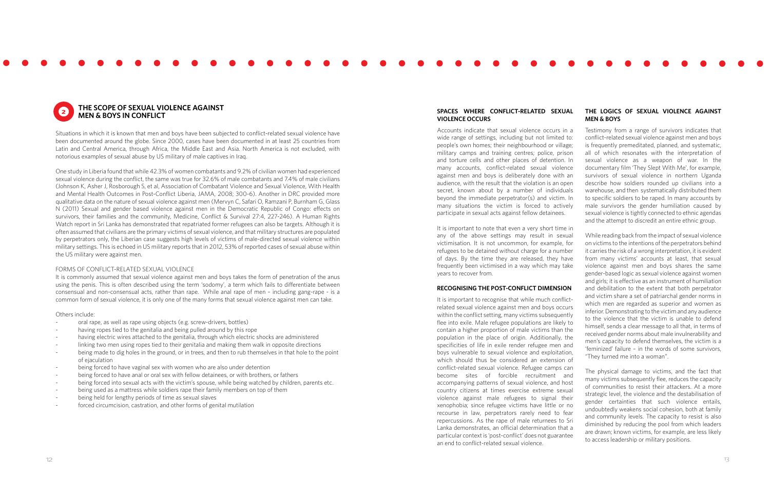## 2 THE SCOPE OF SEXUAL VIOLENCE AGAINST MEN & BOYS IN CONFLICT

Situations in which it is known that men and boys have been subjected to conflict-related sexual violence have been documented around the globe. Since 2000, cases have been documented in at least 25 countries from Latin and Central America, through Africa, the Middle East and Asia. North America is not excluded, with notorious examples of sexual abuse by US military of male captives in Iraq.

One study in Liberia found that while 42.3% of women combatants and 9.2% of civilian women had experienced sexual violence during the conflict, the same was true for 32.6% of male combatants and 7.4% of male civilians (Johnson K, Asher J, Rosborough S, et al, Association of Combatant Violence and Sexual Violence, With Health and Mental Health Outcomes in Post-Conflict Liberia, JAMA, 2008; 300-6). Another in DRC provided more qualitative data on the nature of sexual violence against men (Mervyn C, Safari O, Ramzani P, Burnham G, Glass N (2011) Sexual and gender based violence against men in the Democratic Republic of Congo: effects on survivors, their families and the community, Medicine, Conflict & Survival 27:4, 227-246). A Human Rights Watch report in Sri Lanka has demonstrated that repatriated former refugees can also be targets. Although it is often assumed that civilians are the primary victims of sexual violence, and that military structures are populated by perpetrators only, the Liberian case suggests high levels of victims of male-directed sexual violence within military settings. This is echoed in US military reports that in 2012, 53% of reported cases of sexual abuse within the US military were against men.

### FORMS OF CONFLICT-RELATED SEXUAL VIOLENCE

It is commonly assumed that sexual violence against men and boys takes the form of penetration of the anus using the penis. This is often described using the term 'sodomy', a term which fails to differentiate between consensual and non-consensual acts, rather than rape. While anal rape of men – including gang-rape - is a common form of sexual violence, it is only one of the many forms that sexual violence against men can take.

Others include:

- oral rape, as well as rape using objects (e.g. screw-drivers, bottles)
- having ropes tied to the genitalia and being pulled around by this rope
- having electric wires attached to the genitalia, through which electric shocks are administered
- linking two men using ropes tied to their genitalia and making them walk in opposite directions
- being made to dig holes in the ground, or in trees, and then to rub themselves in that hole to the point of ejaculation
- being forced to have vaginal sex with women who are also under detention
- being forced to have anal or oral sex with fellow detainees, or with brothers, or fathers
- being forced into sexual acts with the victim's spouse, while being watched by children, parents etc.
- being used as a mattress while soldiers rape their family members on top of them
- being held for lengthy periods of time as sexual slaves
- forced circumcision, castration, and other forms of genital mutilation

### SPACES WHERE CONFLICT-RELATED SEXUAL VIOLENCE OCCURS

Accounts indicate that sexual violence occurs in a wide range of settings, including but not limited to: people's own homes; their neighbourhood or village; military camps and training centres; police, prison and torture cells and other places of detention. In many accounts, conflict-related sexual violence against men and boys is deliberately done with an audience, with the result that the violation is an open secret, known about by a number of individuals beyond the immediate perpetrator(s) and victim. In many situations the victim is forced to actively participate in sexual acts against fellow detainees.

It is important to note that even a very short time in any of the above settings may result in sexual victimisation. It is not uncommon, for example, for refugees to be detained without charge for a number of days. By the time they are released, they have frequently been victimised in a way which may take years to recover from.

### RECOGNISING THE POST-CONFLICT DIMENSION

It is important to recognise that while much conflict-related sexual violence against men and boys occurs within the conflict setting, many victims subsequently flee into exile. Male refugee populations are likely to contain a higher proportion of male victims than the population in the place of origin. Additionally, the specificities of life in exile render refugee men and boys vulnerable to sexual violence and exploitation, which should thus be considered an extension of conflict-related sexual violence. Refugee camps can become sites of forcible recruitment and accompanying patterns of sexual violence, and host country citizens at times exercise extreme sexual violence against male refugees to signal their xenophobia; since refugee victims have little or no recourse in law, perpetrators rarely need to fear repercussions. As the rape of male returnees to Sri Lanka demonstrates, an official determination that a particular context is 'post-conflict' does not guarantee an end to conflict-related sexual violence.

### THE LOGICS OF SEXUAL VIOLENCE AGAINST MEN & BOYS

Testimony from a range of survivors indicates that conflict-related sexual violence against men and boys is frequently premeditated, planned, and systematic, all of which resonates with the interpretation of sexual violence as a weapon of war. In the documentary film 'They Slept With Me', for example, survivors of sexual violence in northern Uganda describe how soldiers rounded up civilians into a warehouse, and then systematically distributed them to specific soldiers to be raped. In many accounts by male survivors the gender humiliation caused by sexual violence is tightly connected to ethnic agendas and the attempt to discredit an entire ethnic group.

While reading back from the impact of sexual violence on victims to the intentions of the perpetrators behind it carries the risk of a wrong interpretation, it is evident from many victims' accounts at least, that sexual violence against men and boys shares the same gender-based logic as sexual violence against women and girls; it is effective as an instrument of humiliation and debilitation to the extent that both perpetrator and victim share a set of patriarchal gender norms in which men are regarded as superior and women as inferior. Demonstrating to the victim and any audience to the violence that the victim is unable to defend himself, sends a clear message to all that, in terms of received gender norms about male invulnerability and men's capacity to defend themselves, the victim is a 'feminized' failure – in the words of some survivors, "They turned me into a woman".

The physical damage to victims, and the fact that many victims subsequently flee, reduces the capacity of communities to resist their attackers. At a more strategic level, the violence and the destabilisation of gender certainties that such violence entails, undoubtedly weakens social cohesion, both at family and community levels. The capacity to resist is also diminished by reducing the pool from which leaders are drawn; known victims, for example, are less likely to access leadership or military positions.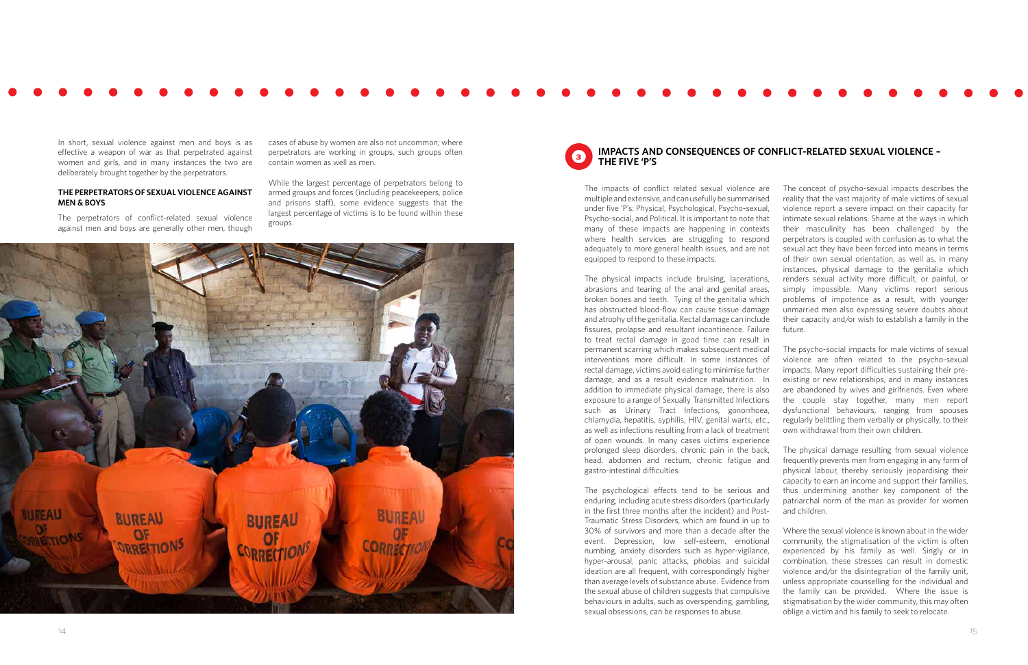In short, sexual violence against men and boys is as effective a weapon of war as that perpetrated against women and girls, and in many instances the two are deliberately brought together by the perpetrators.

### THE PERPETRATORS OF SEXUAL VIOLENCE AGAINST MEN & BOYS

The perpetrators of conflict-related sexual violence against men and boys are generally other men, though cases of abuse by women are also not uncommon; where perpetrators are working in groups, such groups often contain women as well as men.

While the largest percentage of perpetrators belong to armed groups and forces (including peacekeepers, police and prisons staff), some evidence suggests that the largest percentage of victims is to be found within these groups.

## 3 IMPACTS AND CONSEQUENCES OF CONFLICT-RELATED SEXUAL VIOLENCE – THE FIVE 'P'S

The impacts of conflict related sexual violence are multiple and extensive, and can usefully be summarised under five 'P's: Physical, Psychological, Psycho-sexual, Psycho-social, and Political. It is important to note that many of these impacts are happening in contexts where health services are struggling to respond adequately to more general health issues, and are not equipped to respond to these impacts.

The physical impacts include bruising, lacerations, abrasions and tearing of the anal and genital areas, broken bones and teeth. Tying of the genitalia which has obstructed blood-flow can cause tissue damage and atrophy of the genitalia. Rectal damage can include fissures, prolapse and resultant incontinence. Failure to treat rectal damage in good time can result in permanent scarring which makes subsequent medical interventions more difficult. In some instances of rectal damage, victims avoid eating to minimise further damage, and as a result evidence malnutrition. In addition to immediate physical damage, there is also exposure to a range of Sexually Transmitted Infections such as Urinary Tract Infections, gonorrhoea, chlamydia, hepatitis, syphilis, HIV, genital warts, etc., as well as infections resulting from a lack of treatment of open wounds. In many cases victims experience prolonged sleep disorders, chronic pain in the back, head, abdomen and rectum, chronic fatigue and gastro-intestinal difficulties.

The psychological effects tend to be serious and enduring, including acute stress disorders (particularly in the first three months after the incident) and Post-Traumatic Stress Disorders, which are found in up to 30% of survivors and more than a decade after the event. Depression, low self-esteem, emotional numbing, anxiety disorders such as hyper-vigilance, hyper-arousal, panic attacks, phobias and suicidal ideation are all frequent, with correspondingly higher than average levels of substance abuse. Evidence from the sexual abuse of children suggests that compulsive behaviours in adults, such as overspending, gambling, sexual obsessions, can be responses to abuse.

The concept of psycho-sexual impacts describes the reality that the vast majority of male victims of sexual violence report a severe impact on their capacity for intimate sexual relations. Shame at the ways in which their masculinity has been challenged by the perpetrators is coupled with confusion as to what the sexual act they have been forced into means in terms of their own sexual orientation, as well as, in many instances, physical damage to the genitalia which renders sexual activity more difficult, or painful, or simply impossible. Many victims report serious problems of impotence as a result, with younger unmarried men also expressing severe doubts about their capacity and/or wish to establish a family in the future.

The psycho-social impacts for male victims of sexual violence are often related to the psycho-sexual impacts. Many report difficulties sustaining their pre-existing or new relationships, and in many instances are abandoned by wives and girlfriends. Even where the couple stay together, many men report dysfunctional behaviours, ranging from spouses regularly belittling them verbally or physically, to their own withdrawal from their own children.

The physical damage resulting from sexual violence frequently prevents men from engaging in any form of physical labour, thereby seriously jeopardising their capacity to earn an income and support their families, thus undermining another key component of the patriarchal norm of the man as provider for women and children.

Where the sexual violence is known about in the wider community, the stigmatisation of the victim is often experienced by his family as well. Singly or in combination, these stresses can result in domestic violence and/or the disintegration of the family unit, unless appropriate counselling for the individual and the family can be provided. Where the issue is stigmatisation by the wider community, this may often oblige a victim and his family to seek to relocate.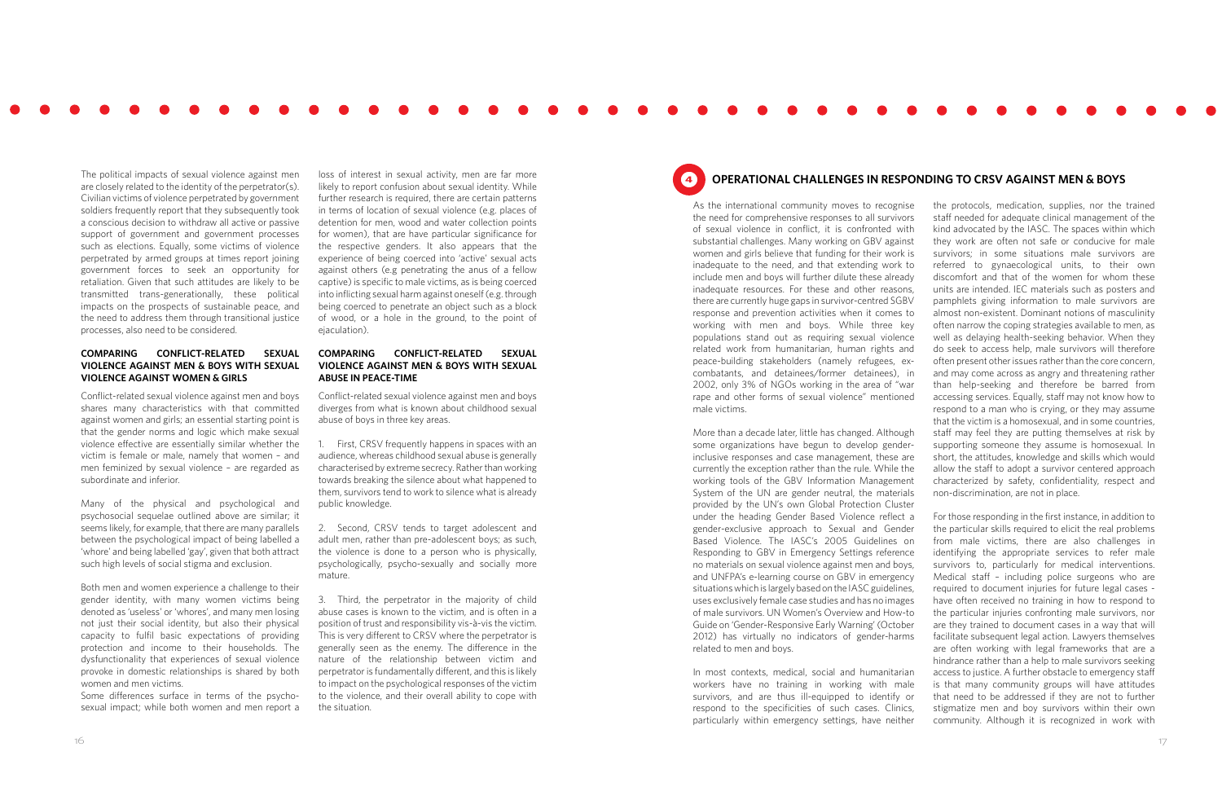The political impacts of sexual violence against men are closely related to the identity of the perpetrator(s). Civilian victims of violence perpetrated by government soldiers frequently report that they subsequently took a conscious decision to withdraw all active or passive support of government and government processes such as elections. Equally, some victims of violence perpetrated by armed groups at times report joining government forces to seek an opportunity for retaliation. Given that such attitudes are likely to be transmitted trans-generationally, these political impacts on the prospects of sustainable peace, and the need to address them through transitional justice processes, also need to be considered.

### COMPARING CONFLICT-RELATED SEXUAL VIOLENCE AGAINST MEN & BOYS WITH SEXUAL VIOLENCE AGAINST WOMEN & GIRLS

Conflict-related sexual violence against men and boys shares many characteristics with that committed against women and girls; an essential starting point is that the gender norms and logic which make sexual violence effective are essentially similar whether the victim is female or male, namely that women – and men feminized by sexual violence – are regarded as subordinate and inferior.

Many of the physical and psychological and psychosocial sequelae outlined above are similar; it seems likely, for example, that there are many parallels between the psychological impact of being labelled a 'whore' and being labelled 'gay', given that both attract such high levels of social stigma and exclusion.

Both men and women experience a challenge to their gender identity, with many women victims being denoted as 'useless' or 'whores', and many men losing not just their social identity, but also their physical capacity to fulfil basic expectations of providing protection and income to their households. The dysfunctionality that experiences of sexual violence provoke in domestic relationships is shared by both women and men victims.

Some differences surface in terms of the psycho-sexual impact; while both women and men report a loss of interest in sexual activity, men are far more likely to report confusion about sexual identity. While further research is required, there are certain patterns in terms of location of sexual violence (e.g. places of detention for men, wood and water collection points for women), that are have particular significance for the respective genders. It also appears that the experience of being coerced into 'active' sexual acts against others (e.g penetrating the anus of a fellow captive) is specific to male victims, as is being coerced into inflicting sexual harm against oneself (e.g. through being coerced to penetrate an object such as a block of wood, or a hole in the ground, to the point of ejaculation).

### COMPARING CONFLICT-RELATED SEXUAL VIOLENCE AGAINST MEN & BOYS WITH SEXUAL ABUSE IN PEACE-TIME

Conflict-related sexual violence against men and boys diverges from what is known about childhood sexual abuse of boys in three key areas.

1. First, CRSV frequently happens in spaces with an audience, whereas childhood sexual abuse is generally characterised by extreme secrecy. Rather than working towards breaking the silence about what happened to them, survivors tend to work to silence what is already public knowledge.

2. Second, CRSV tends to target adolescent and adult men, rather than pre-adolescent boys; as such, the violence is done to a person who is physically, psychologically, psycho-sexually and socially more mature.

3. Third, the perpetrator in the majority of child abuse cases is known to the victim, and is often in a position of trust and responsibility vis-à-vis the victim. This is very different to CRSV where the perpetrator is generally seen as the enemy. The difference in the nature of the relationship between victim and perpetrator is fundamentally different, and this is likely to impact on the psychological responses of the victim to the violence, and their overall ability to cope with the situation.

## 4 OPERATIONAL CHALLENGES IN RESPONDING TO CRSV AGAINST MEN & BOYS

As the international community moves to recognise the need for comprehensive responses to all survivors of sexual violence in conflict, it is confronted with substantial challenges. Many working on GBV against women and girls believe that funding for their work is inadequate to the need, and that extending work to include men and boys will further dilute these already inadequate resources. For these and other reasons, there are currently huge gaps in survivor-centred SGBV response and prevention activities when it comes to working with men and boys. While three key populations stand out as requiring sexual violence related work from humanitarian, human rights and peace-building stakeholders (namely refugees, ex-combatants, and detainees/former detainees), in 2002, only 3% of NGOs working in the area of "war rape and other forms of sexual violence" mentioned male victims.

More than a decade later, little has changed. Although some organizations have begun to develop gender-inclusive responses and case management, these are currently the exception rather than the rule. While the working tools of the GBV Information Management System of the UN are gender neutral, the materials provided by the UN's own Global Protection Cluster under the heading Gender Based Violence reflect a gender-exclusive approach to Sexual and Gender Based Violence. The IASC's 2005 Guidelines on Responding to GBV in Emergency Settings reference no materials on sexual violence against men and boys, and UNFPA's e-learning course on GBV in emergency situations which is largely based on the IASC guidelines, uses exclusively female case studies and has no images of male survivors. UN Women's Overview and How-to Guide on 'Gender-Responsive Early Warning' (October 2012) has virtually no indicators of gender-harms related to men and boys.

In most contexts, medical, social and humanitarian workers have no training in working with male survivors, and are thus ill-equipped to identify or respond to the specificities of such cases. Clinics, particularly within emergency settings, have neither the protocols, medication, supplies, nor the trained staff needed for adequate clinical management of the kind advocated by the IASC. The spaces within which they work are often not safe or conducive for male survivors; in some situations male survivors are referred to gynaecological units, to their own discomfort and that of the women for whom these units are intended. IEC materials such as posters and pamphlets giving information to male survivors are almost non-existent. Dominant notions of masculinity often narrow the coping strategies available to men, as well as delaying health-seeking behavior. When they do seek to access help, male survivors will therefore often present other issues rather than the core concern, and may come across as angry and threatening rather than help-seeking and therefore be barred from accessing services. Equally, staff may not know how to respond to a man who is crying, or they may assume that the victim is a homosexual, and in some countries, staff may feel they are putting themselves at risk by supporting someone they assume is homosexual. In short, the attitudes, knowledge and skills which would allow the staff to adopt a survivor centered approach characterized by safety, confidentiality, respect and non-discrimination, are not in place.

For those responding in the first instance, in addition to the particular skills required to elicit the real problems from male victims, there are also challenges in identifying the appropriate services to refer male survivors to, particularly for medical interventions. Medical staff – including police surgeons who are required to document injuries for future legal cases - have often received no training in how to respond to the particular injuries confronting male survivors, nor are they trained to document cases in a way that will facilitate subsequent legal action. Lawyers themselves are often working with legal frameworks that are a hindrance rather than a help to male survivors seeking access to justice. A further obstacle to emergency staff is that many community groups will have attitudes that need to be addressed if they are not to further stigmatize men and boy survivors within their own community. Although it is recognized in work with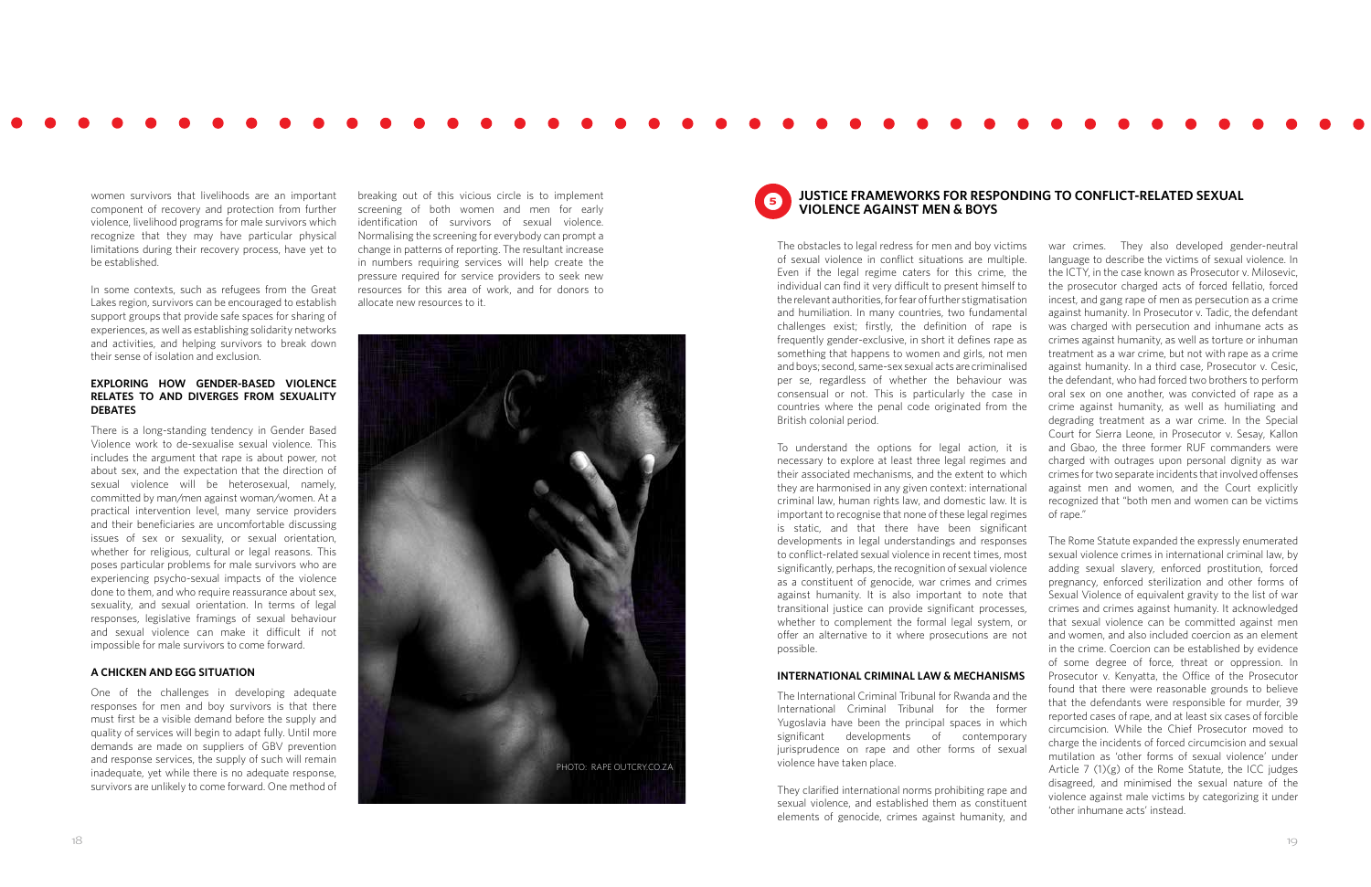women survivors that livelihoods are an important component of recovery and protection from further violence, livelihood programs for male survivors which recognize that they may have particular physical limitations during their recovery process, have yet to be established.

In some contexts, such as refugees from the Great Lakes region, survivors can be encouraged to establish support groups that provide safe spaces for sharing of experiences, as well as establishing solidarity networks and activities, and helping survivors to break down their sense of isolation and exclusion.

### EXPLORING HOW GENDER-BASED VIOLENCE RELATES TO AND DIVERGES FROM SEXUALITY DEBATES

There is a long-standing tendency in Gender Based Violence work to de-sexualise sexual violence. This includes the argument that rape is about power, not about sex, and the expectation that the direction of sexual violence will be heterosexual, namely, committed by man/men against woman/women. At a practical intervention level, many service providers and their beneficiaries are uncomfortable discussing issues of sex or sexuality, or sexual orientation, whether for religious, cultural or legal reasons. This poses particular problems for male survivors who are experiencing psycho-sexual impacts of the violence done to them, and who require reassurance about sex, sexuality, and sexual orientation. In terms of legal responses, legislative framings of sexual behaviour and sexual violence can make it difficult if not impossible for male survivors to come forward.

### A CHICKEN AND EGG SITUATION

One of the challenges in developing adequate responses for men and boy survivors is that there must first be a visible demand before the supply and quality of services will begin to adapt fully. Until more demands are made on suppliers of GBV prevention and response services, the supply of such will remain inadequate, yet while there is no adequate response, survivors are unlikely to come forward. One method of breaking out of this vicious circle is to implement screening of both women and men for early identification of survivors of sexual violence. Normalising the screening for everybody can prompt a change in patterns of reporting. The resultant increase in numbers requiring services will help create the pressure required for service providers to seek new resources for this area of work, and for donors to allocate new resources to it.

PHOTO: RAPE OUTCRY.CO.ZA

## 5 JUSTICE FRAMEWORKS FOR RESPONDING TO CONFLICT-RELATED SEXUAL VIOLENCE AGAINST MEN & BOYS

The obstacles to legal redress for men and boy victims of sexual violence in conflict situations are multiple. Even if the legal regime caters for this crime, the individual can find it very difficult to present himself to the relevant authorities, for fear of further stigmatisation and humiliation. In many countries, two fundamental challenges exist; firstly, the definition of rape is frequently gender-exclusive, in short it defines rape as something that happens to women and girls, not men and boys; second, same-sex sexual acts are criminalised per se, regardless of whether the behaviour was consensual or not. This is particularly the case in countries where the penal code originated from the British colonial period.

To understand the options for legal action, it is necessary to explore at least three legal regimes and their associated mechanisms, and the extent to which they are harmonised in any given context: international criminal law, human rights law, and domestic law. It is important to recognise that none of these legal regimes is static, and that there have been significant developments in legal understandings and responses to conflict-related sexual violence in recent times, most significantly, perhaps, the recognition of sexual violence as a constituent of genocide, war crimes and crimes against humanity. It is also important to note that transitional justice can provide significant processes, whether to complement the formal legal system, or offer an alternative to it where prosecutions are not possible.

### INTERNATIONAL CRIMINAL LAW & MECHANISMS

The International Criminal Tribunal for Rwanda and the International Criminal Tribunal for the former Yugoslavia have been the principal spaces in which significant developments of contemporary jurisprudence on rape and other forms of sexual violence have taken place.

They clarified international norms prohibiting rape and sexual violence, and established them as constituent elements of genocide, crimes against humanity, and war crimes. They also developed gender-neutral language to describe the victims of sexual violence. In the ICTY, in the case known as Prosecutor v. Milosevic, the prosecutor charged acts of forced fellatio, forced incest, and gang rape of men as persecution as a crime against humanity. In Prosecutor v. Tadic, the defendant was charged with persecution and inhumane acts as crimes against humanity, as well as torture or inhuman treatment as a war crime, but not with rape as a crime against humanity. In a third case, Prosecutor v. Cesic, the defendant, who had forced two brothers to perform oral sex on one another, was convicted of rape as a crime against humanity, as well as humiliating and degrading treatment as a war crime. In the Special Court for Sierra Leone, in Prosecutor v. Sesay, Kallon and Gbao, the three former RUF commanders were charged with outrages upon personal dignity as war crimes for two separate incidents that involved offenses against men and women, and the Court explicitly recognized that "both men and women can be victims of rape."

The Rome Statute expanded the expressly enumerated sexual violence crimes in international criminal law, by adding sexual slavery, enforced prostitution, forced pregnancy, enforced sterilization and other forms of Sexual Violence of equivalent gravity to the list of war crimes and crimes against humanity. It acknowledged that sexual violence can be committed against men and women, and also included coercion as an element in the crime. Coercion can be established by evidence of some degree of force, threat or oppression. In Prosecutor v. Kenyatta, the Office of the Prosecutor found that there were reasonable grounds to believe that the defendants were responsible for murder, 39 reported cases of rape, and at least six cases of forcible circumcision. While the Chief Prosecutor moved to charge the incidents of forced circumcision and sexual mutilation as 'other forms of sexual violence' under Article 7 (1)(g) of the Rome Statute, the ICC judges disagreed, and minimised the sexual nature of the violence against male victims by categorizing it under 'other inhumane acts' instead.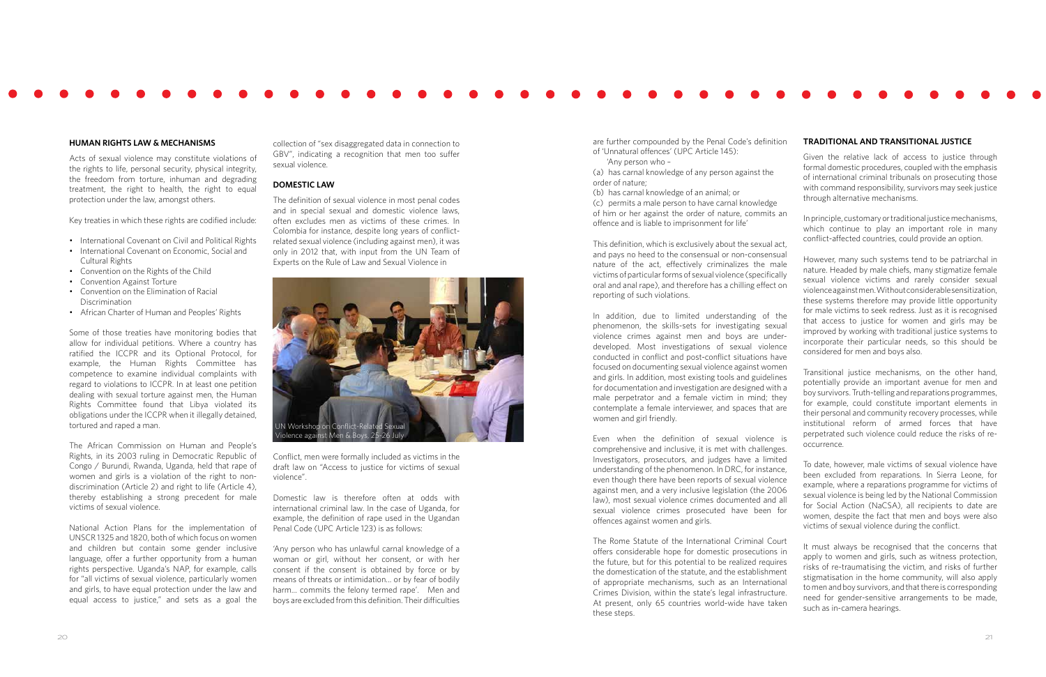## HUMAN RIGHTS LAW & MECHANISMS

Acts of sexual violence may constitute violations of the rights to life, personal security, physical integrity, the freedom from torture, inhuman and degrading treatment, the right to health, the right to equal protection under the law, amongst others.

Key treaties in which these rights are codified include:

- International Covenant on Civil and Political Rights
- International Covenant on Economic, Social and Cultural Rights
- Convention on the Rights of the Child
- Convention Against Torture
- Convention on the Elimination of Racial Discrimination
- African Charter of Human and Peoples' Rights

Some of those treaties have monitoring bodies that allow for individual petitions. Where a country has ratified the ICCPR and its Optional Protocol, for example, the Human Rights Committee has competence to examine individual complaints with regard to violations to ICCPR. In at least one petition dealing with sexual torture against men, the Human Rights Committee found that Libya violated its obligations under the ICCPR when it illegally detained, tortured and raped a man.

The African Commission on Human and People's Rights, in its 2003 ruling in Democratic Republic of Congo / Burundi, Rwanda, Uganda, held that rape of women and girls is a violation of the right to non-discrimination (Article 2) and right to life (Article 4), thereby establishing a strong precedent for male victims of sexual violence.

National Action Plans for the implementation of UNSCR 1325 and 1820, both of which focus on women and children but contain some gender inclusive language, offer a further opportunity from a human rights perspective. Uganda's NAP, for example, calls for "all victims of sexual violence, particularly women and girls, to have equal protection under the law and equal access to justice," and sets as a goal the collection of "sex disaggregated data in connection to GBV", indicating a recognition that men too suffer sexual violence.

## DOMESTIC LAW

The definition of sexual violence in most penal codes and in special sexual and domestic violence laws, often excludes men as victims of these crimes. In Colombia for instance, despite long years of conflict-related sexual violence (including against men), it was only in 2012 that, with input from the UN Team of Experts on the Rule of Law and Sexual Violence in Conflict, men were formally included as victims in the draft law on "Access to justice for victims of sexual violence".

UN Workshop on Conflict-Related Sexual Violence against Men & Boys, 25-26 July

Domestic law is therefore often at odds with international criminal law. In the case of Uganda, for example, the definition of rape used in the Ugandan Penal Code (UPC Article 123) is as follows:

'Any person who has unlawful carnal knowledge of a woman or girl, without her consent, or with her consent if the consent is obtained by force or by means of threats or intimidation... or by fear of bodily harm... commits the felony termed rape'. Men and boys are excluded from this definition. Their difficulties are further compounded by the Penal Code's definition of 'Unnatural offences' (UPC Article 145):

'Any person who –
(a) has carnal knowledge of any person against the order of nature;
(b) has carnal knowledge of an animal; or
(c) permits a male person to have carnal knowledge of him or her against the order of nature, commits an offence and is liable to imprisonment for life'

This definition, which is exclusively about the sexual act, and pays no heed to the consensual or non-consensual nature of the act, effectively criminalizes the male victims of particular forms of sexual violence (specifically oral and anal rape), and therefore has a chilling effect on reporting of such violations.

In addition, due to limited understanding of the phenomenon, the skills-sets for investigating sexual violence crimes against men and boys are under-developed. Most investigations of sexual violence conducted in conflict and post-conflict situations have focused on documenting sexual violence against women and girls. In addition, most existing tools and guidelines for documentation and investigation are designed with a male perpetrator and a female victim in mind; they contemplate a female interviewer, and spaces that are women and girl friendly.

Even when the definition of sexual violence is comprehensive and inclusive, it is met with challenges. Investigators, prosecutors, and judges have a limited understanding of the phenomenon. In DRC, for instance, even though there have been reports of sexual violence against men, and a very inclusive legislation (the 2006 law), most sexual violence crimes documented and all sexual violence crimes prosecuted have been for offences against women and girls.

The Rome Statute of the International Criminal Court offers considerable hope for domestic prosecutions in the future, but for this potential to be realized requires the domestication of the statute, and the establishment of appropriate mechanisms, such as an International Crimes Division, within the state's legal infrastructure. At present, only 65 countries world-wide have taken these steps.

## TRADITIONAL AND TRANSITIONAL JUSTICE

Given the relative lack of access to justice through formal domestic procedures, coupled with the emphasis of international criminal tribunals on prosecuting those with command responsibility, survivors may seek justice through alternative mechanisms.

In principle, customary or traditional justice mechanisms, which continue to play an important role in many conflict-affected countries, could provide an option.

However, many such systems tend to be patriarchal in nature. Headed by male chiefs, many stigmatize female sexual violence victims and rarely consider sexual violence against men. Without considerable sensitization, these systems therefore may provide little opportunity for male victims to seek redress. Just as it is recognised that access to justice for women and girls may be improved by working with traditional justice systems to incorporate their particular needs, so this should be considered for men and boys also.

Transitional justice mechanisms, on the other hand, potentially provide an important avenue for men and boy survivors. Truth-telling and reparations programmes, for example, could constitute important elements in their personal and community recovery processes, while institutional reform of armed forces that have perpetrated such violence could reduce the risks of re-occurrence.

To date, however, male victims of sexual violence have been excluded from reparations. In Sierra Leone, for example, where a reparations programme for victims of sexual violence is being led by the National Commission for Social Action (NaCSA), all recipients to date are women, despite the fact that men and boys were also victims of sexual violence during the conflict.

It must always be recognised that the concerns that apply to women and girls, such as witness protection, risks of re-traumatising the victim, and risks of further stigmatisation in the home community, will also apply to men and boy survivors, and that there is corresponding need for gender-sensitive arrangements to be made, such as in-camera hearings.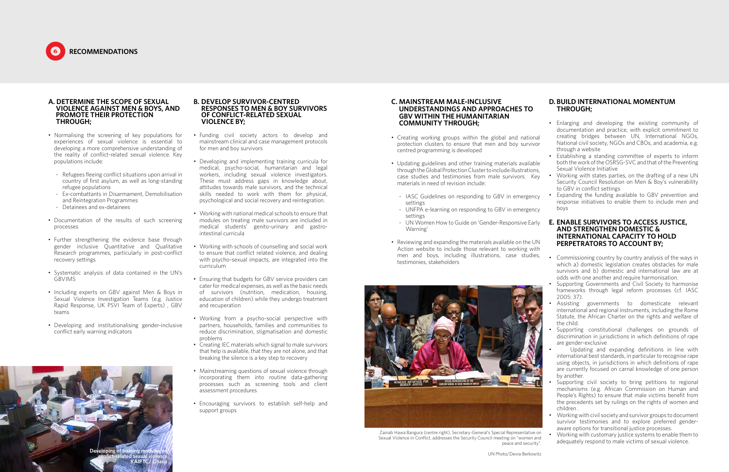# 6 RECOMMENDATIONS

## A. DETERMINE THE SCOPE OF SEXUAL VIOLENCE AGAINST MEN & BOYS, AND PROMOTE THEIR PROTECTION THROUGH;

- Normalising the screening of key populations for experiences of sexual violence is essential to developing a more comprehensive understanding of the reality of conflict-related sexual violence. Key populations include:
  - Refugees fleeing conflict situations upon arrival in country of first asylum, as well as long-standing refugee populations
  - Ex-combattants in Disarmament, Demobilisation and Reintegration Programmes
  - Detainees and ex-detainees
- Documentation of the results of such screening processes
- Further strengthening the evidence base through gender inclusive Quantitative and Qualitative Research programmes, particularly in post-conflict recovery settings
- Systematic analysis of data contained in the UN's GBVIMS
- Including experts on GBV against Men & Boys in Sexual Violence Investigation Teams (e.g. Justice Rapid Response, UK PSVI Team of Experts) , GBV teams
- Developing and institutionalising gender-inclusive conflict early warning indicators

Developing of training modules on confict-related sexual violence KAIPTC, Ghana

## B. DEVELOP SURVIVOR-CENTRED RESPONSES TO MEN & BOY SURVIVORS OF CONFLICT-RELATED SEXUAL VIOLENCE BY;

- Funding civil society actors to develop and mainstream clinical and case management protocols for men and boy survivors
- Developing and implementing training curricula for medical, psycho-social, humanitarian and legal workers, including sexual violence investigators. These must address gaps in knowledge about, attitudes towards male survivors, and the technical skills needed to work with them for physical, psychological and social recovery and reintegration.
- Working with national medical schools to ensure that modules on treating male survivors are included in medical students' genito-urinary and gastro-intestinal curricula
- Working with schools of counselling and social work to ensure that conflict related violence, and dealing with psycho-sexual impacts, are integrated into the curriculum
- Ensuring that budgets for GBV service providers can cater for medical expenses, as well as the basic needs of survivors (nutrition, medication, housing, education of children) while they undergo treatment and recuperation
- Working from a psycho-social perspective with partners, households, families and communities to reduce discrimination, stigmatisation and domestic problems
- Creating IEC materials which signal to male survivors that help is available, that they are not alone, and that breaking the silence is a key step to recovery
- Mainstreaming questions of sexual violence through incorporating them into routine data-gathering processes such as screening tools and client assessment procedures
- Encouraging survivors to establish self-help and support groups

## C. MAINSTREAM MALE-INCLUSIVE UNDERSTANDINGS AND APPROACHES TO GBV WITHIN THE HUMANITARIAN COMMUNITY THROUGH;

- Creating working groups within the global and national protection clusters to ensure that men and boy survivor centred programming is developed
- Updating guidelines and other training materials available through the Global Protection Cluster to include illustrations, case studies and testimonies from male survivors. Key materials in need of revision include:
  - IASC Guidelines on responding to GBV in emergency settings
  - UNFPA e-learning on responding to GBV in emergency settings
  - UN Women How to Guide on 'Gender-Responsive Early Warning'
- Reviewing and expanding the materials available on the UN Action website to include those relevant to working with men and boys, including illustrations, case studies, testimonies, stakeholders

Zainab Hawa Bangura (centre right), Secretary-General's Special Representative on Sexual Violence in Conflict, addresses the Security Council meeting on "women and peace and security".

UN Photo/Devra Berkowitz

## D. BUILD INTERNATIONAL MOMENTUM THROUGH;

- Enlarging and developing the existing community of documentation and practice, with explicit ommitment to creating bridges between UN, International NGOs, National civil society, NGOs and CBOs, and academia, e.g. through a website
- Establishing a standing committee of experts to inform both the work of the OSRSG-SVC and that of the Preventing Sexual Violence Initiative
- Working with states parties, on the drafting of a new UN Security Council Resolution on Men & Boy's vulnerability to GBV in conflict settings
- Expanding the funding available to GBV prevention and response initiatives to enable them to include men and boys

## E. ENABLE SURVIVORS TO ACCESS JUSTICE, AND STRENGTHEN DOMESTIC & INTERNATIONAL CAPACITY TO HOLD PERPETRATORS TO ACCOUNT BY;

- Commissioning country by country analysis of the ways in which a) domestic legislation creates obstacles for male survivors and b) domestic and international law are at odds with one another and require harmonisation.
- Supporting Governments and Civil Society to harmonise frameworks through legal reform processes (cf. IASC 2005: 37).
- Assisting governments to domesticate relevant international and regional instruments, including the Rome Statute, the African Charter on the rights and welfare of the child.
- Supporting constitutional challenges on grounds of discrimination in jurisdictions in which definitions of rape are gender-exclusive
- Updating and expanding definitions in line with international best standards, in particular to recognise rape using objects, in jurisdictions in which definitions of rape are currently focused on carnal knowledge of one person by another.
- Supporting civil society to bring petitions to regional mechanisms (e.g. African Commission on Human and People's Rights) to ensure that male victims benefit from the precedents set by rulings on the rights of women and children .
- Working with civil society and survivor groups to document survivor testimonies and to explore preferred gender-aware options for transitional justice processes.
- Working with customary justice systems to enable them to adequately respond to male victims of sexual violence.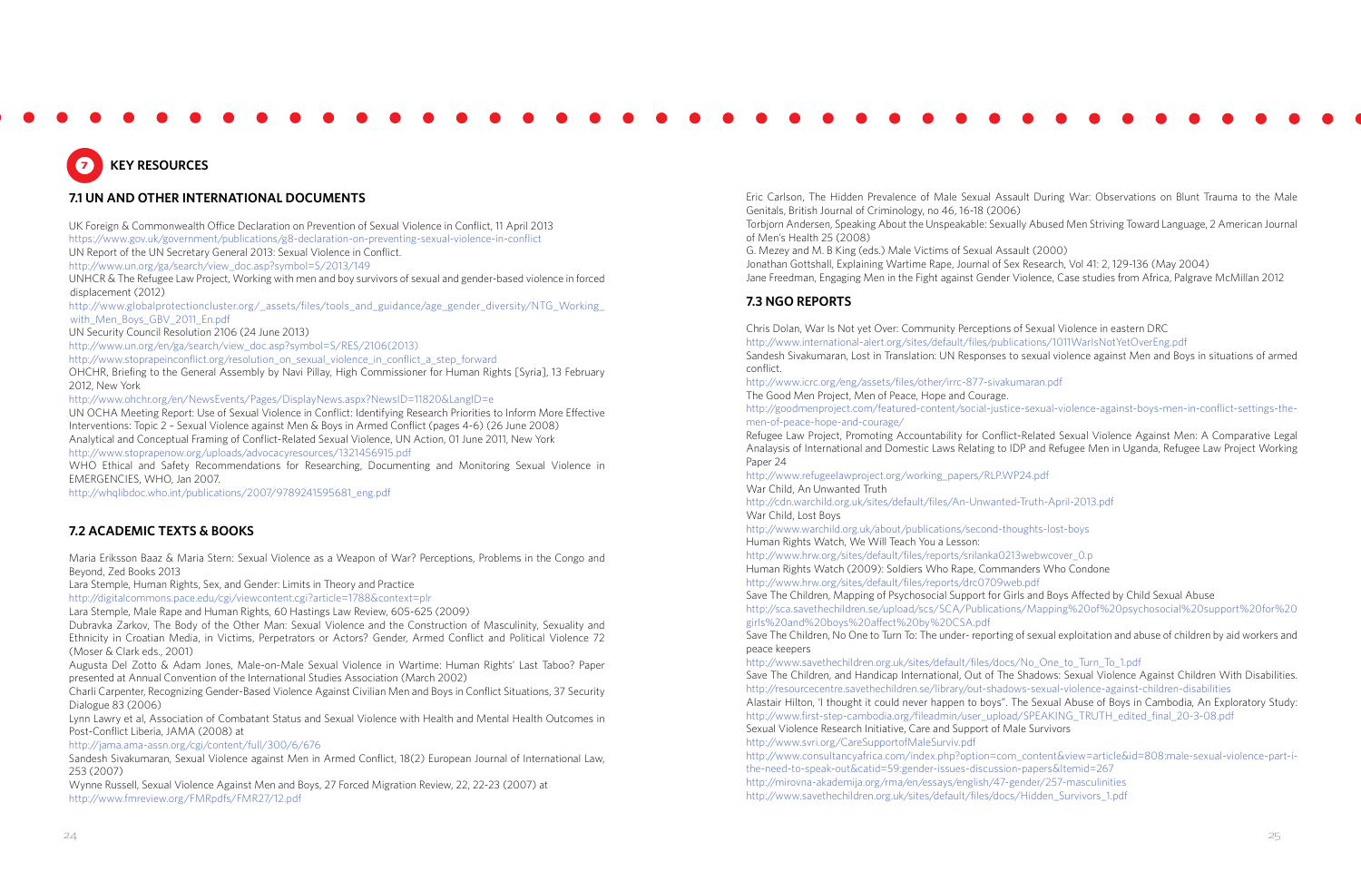## 7 KEY RESOURCES

### 7.1 UN AND OTHER INTERNATIONAL DOCUMENTS

UK Foreign & Commonwealth Office Declaration on Prevention of Sexual Violence in Conflict, 11 April 2013
https://www.gov.uk/government/publications/g8-declaration-on-preventing-sexual-violence-in-conflict
UN Report of the UN Secretary General 2013: Sexual Violence in Conflict.
http://www.un.org/ga/search/view_doc.asp?symbol=S/2013/149
UNHCR & The Refugee Law Project, Working with men and boy survivors of sexual and gender-based violence in forced displacement (2012)
http://www.globalprotectioncluster.org/_assets/files/tools_and_guidance/age_gender_diversity/NTG_Working_with_Men_Boys_GBV_2011_En.pdf
UN Security Council Resolution 2106 (24 June 2013)
http://www.un.org/en/ga/search/view_doc.asp?symbol=S/RES/2106(2013)
http://www.stoprapeinconflict.org/resolution_on_sexual_violence_in_conflict_a_step_forward
OHCHR, Briefing to the General Assembly by Navi Pillay, High Commissioner for Human Rights [Syria], 13 February 2012, New York
http://www.ohchr.org/en/NewsEvents/Pages/DisplayNews.aspx?NewsID=11820&LangID=e
UN OCHA Meeting Report: Use of Sexual Violence in Conflict: Identifying Research Priorities to Inform More Effective Interventions: Topic 2 – Sexual Violence against Men & Boys in Armed Conflict (pages 4-6) (26 June 2008)
Analytical and Conceptual Framing of Conflict-Related Sexual Violence, UN Action, 01 June 2011, New York
http://www.stoprapenow.org/uploads/advocacyresources/1321456915.pdf
WHO Ethical and Safety Recommendations for Researching, Documenting and Monitoring Sexual Violence in EMERGENCIES, WHO, Jan 2007.
http://whqlibdoc.who.int/publications/2007/9789241595681_eng.pdf

### 7.2 ACADEMIC TEXTS & BOOKS

Maria Eriksson Baaz & Maria Stern: Sexual Violence as a Weapon of War? Perceptions, Problems in the Congo and Beyond, Zed Books 2013
Lara Stemple, Human Rights, Sex, and Gender: Limits in Theory and Practice
http://digitalcommons.pace.edu/cgi/viewcontent.cgi?article=1788&context=plr
Lara Stemple, Male Rape and Human Rights, 60 Hastings Law Review, 605-625 (2009)
Dubravka Zarkov, The Body of the Other Man: Sexual Violence and the Construction of Masculinity, Sexuality and Ethnicity in Croatian Media, in Victims, Perpetrators or Actors? Gender, Armed Conflict and Political Violence 72 (Moser & Clark eds., 2001)
Augusta Del Zotto & Adam Jones, Male-on-Male Sexual Violence in Wartime: Human Rights' Last Taboo? Paper presented at Annual Convention of the International Studies Association (March 2002)
Charli Carpenter, Recognizing Gender-Based Violence Against Civilian Men and Boys in Conflict Situations, 37 Security Dialogue 83 (2006)
Lynn Lawry et al, Association of Combatant Status and Sexual Violence with Health and Mental Health Outcomes in Post-Conflict Liberia, JAMA (2008) at
http://jama.ama-assn.org/cgi/content/full/300/6/676
Sandesh Sivakumaran, Sexual Violence against Men in Armed Conflict, 18(2) European Journal of International Law, 253 (2007)
Wynne Russell, Sexual Violence Against Men and Boys, 27 Forced Migration Review, 22, 22-23 (2007) at
http://www.fmreview.org/FMRpdfs/FMR27/12.pdf

Eric Carlson, The Hidden Prevalence of Male Sexual Assault During War: Observations on Blunt Trauma to the Male Genitals, British Journal of Criminology, no 46, 16-18 (2006)
Torbjorn Andersen, Speaking About the Unspeakable: Sexually Abused Men Striving Toward Language, 2 American Journal of Men's Health 25 (2008)
G. Mezey and M. B King (eds.) Male Victims of Sexual Assault (2000)
Jonathan Gottshall, Explaining Wartime Rape, Journal of Sex Research, Vol 41: 2, 129-136 (May 2004)
Jane Freedman, Engaging Men in the Fight against Gender Violence, Case studies from Africa, Palgrave McMillan 2012

### 7.3 NGO REPORTS

Chris Dolan, War Is Not yet Over: Community Perceptions of Sexual Violence in eastern DRC
http://www.international-alert.org/sites/default/files/publications/1011WarIsNotYetOverEng.pdf
Sandesh Sivakumaran, Lost in Translation: UN Responses to sexual violence against Men and Boys in situations of armed conflict.
http://www.icrc.org/eng/assets/files/other/irrc-877-sivakumaran.pdf
The Good Men Project, Men of Peace, Hope and Courage.
http://goodmenproject.com/featured-content/social-justice-sexual-violence-against-boys-men-in-conflict-settings-the-men-of-peace-hope-and-courage/
Refugee Law Project, Promoting Accountability for Conflict-Related Sexual Violence Against Men: A Comparative Legal Analysis of International and Domestic Laws Relating to IDP and Refugee Men in Uganda, Refugee Law Project Working Paper 24
http://www.refugeelawproject.org/working_papers/RLP.WP24.pdf
War Child, An Unwanted Truth
http://cdn.warchild.org.uk/sites/default/files/An-Unwanted-Truth-April-2013.pdf
War Child, Lost Boys
http://www.warchild.org.uk/about/publications/second-thoughts-lost-boys
Human Rights Watch, We Will Teach You a Lesson:
http://www.hrw.org/sites/default/files/reports/srilanka0213webwcover_0.p
Human Rights Watch (2009): Soldiers Who Rape, Commanders Who Condone
http://www.hrw.org/sites/default/files/reports/drc0709web.pdf
Save The Children, Mapping of Psychosocial Support for Girls and Boys Affected by Child Sexual Abuse
http://sca.savethechildren.se/upload/scs/SCA/Publications/Mapping%20of%20psychosocial%20support%20for%20girls%20and%20boys%20affect%20by%20CSA.pdf
Save The Children, No One to Turn To: The under- reporting of sexual exploitation and abuse of children by aid workers and peace keepers
http://www.savethechildren.org.uk/sites/default/files/docs/No_One_to_Turn_To_1.pdf
Save The Children, and Handicap International, Out of The Shadows: Sexual Violence Against Children With Disabilities.
http://resourcentre.savethechildren.se/library/out-shadows-sexual-violence-against-children-disabilities
Alastair Hilton, 'I thought it could never happen to boys". The Sexual Abuse of Boys in Cambodia, An Exploratory Study:
http://www.first-step-cambodia.org/fileadmin/user_upload/SPEAKING_TRUTH_edited_final_20-3-08.pdf
Sexual Violence Research Initiative, Care and Support of Male Survivors
http://www.svri.org/CareSupportofMaleSurviv.pdf
http://www.consultancyafrica.com/index.php?option=com_content&view=article&id=808:male-sexual-violence-part-i-the-need-to-speak-out&catid=59:gender-issues-discussion-papers&Itemid=267
http://mirovna-akademija.org/rma/en/essays/english/47-gender/257-masculinities
http://www.savethechildren.org.uk/sites/default/files/docs/Hidden_Survivors_1.pdf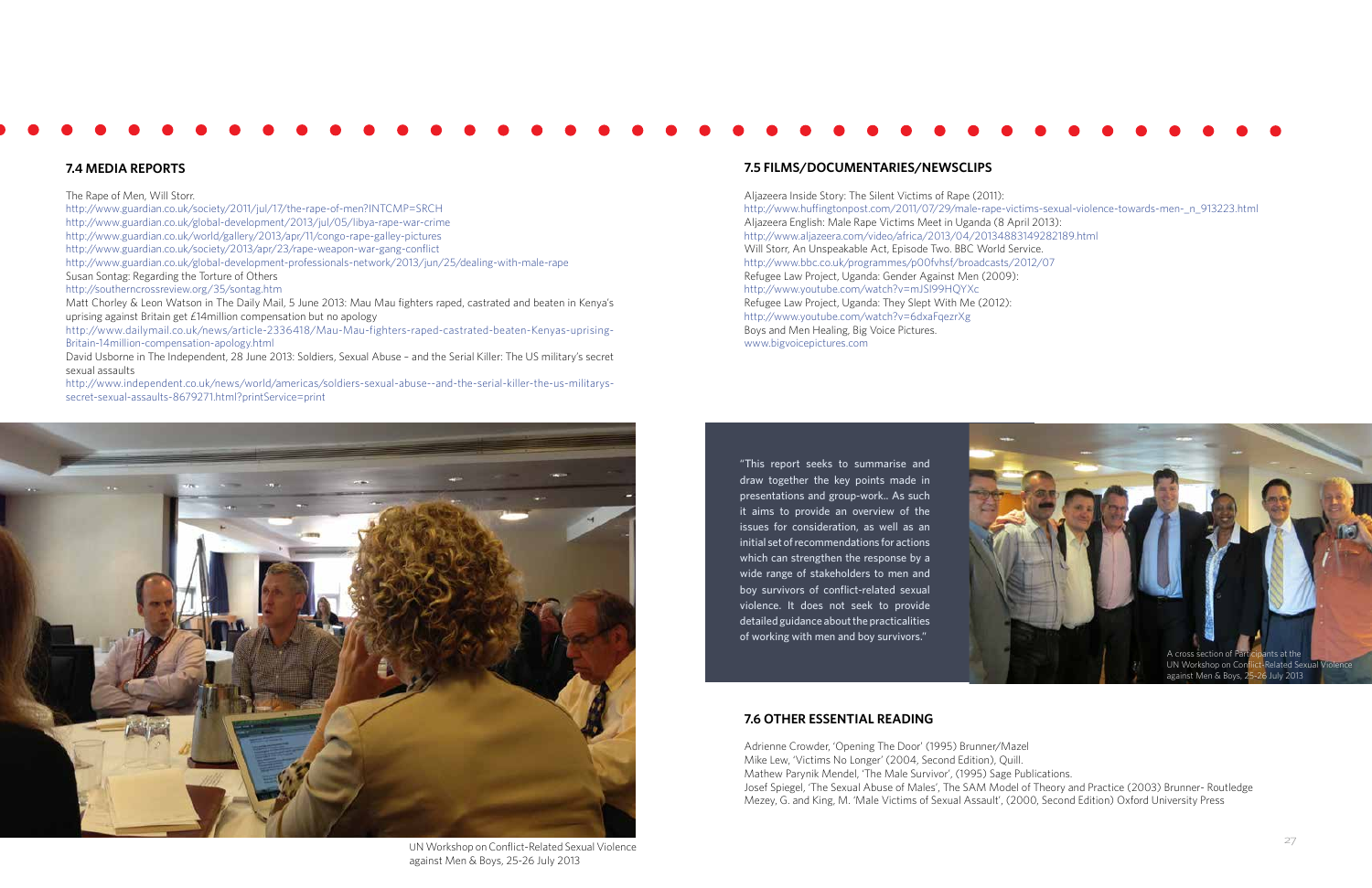## 7.4 MEDIA REPORTS

The Rape of Men, Will Storr.
http://www.guardian.co.uk/society/2011/jul/17/the-rape-of-men?INTCMP=SRCH
http://www.guardian.co.uk/global-development/2013/jul/05/libya-rape-war-crime
http://www.guardian.co.uk/world/gallery/2013/apr/11/congo-rape-galley-pictures
http://www.guardian.co.uk/society/2013/apr/23/rape-weapon-war-gang-conflict
http://www.guardian.co.uk/global-development-professionals-network/2013/jun/25/dealing-with-male-rape

Susan Sontag: Regarding the Torture of Others
http://southerncrossreview.org/35/sontag.htm

Matt Chorley & Leon Watson in The Daily Mail, 5 June 2013: Mau Mau fighters raped, castrated and beaten in Kenya's uprising against Britain get £14million compensation but no apology
http://www.dailymail.co.uk/news/article-2336418/Mau-Mau-fighters-raped-castrated-beaten-Kenyas-uprising-Britain-14million-compensation-apology.html

David Usborne in The Independent, 28 June 2013: Soldiers, Sexual Abuse – and the Serial Killer: The US military's secret sexual assaults
http://www.independent.co.uk/news/world/americas/soldiers-sexual-abuse--and-the-serial-killer-the-us-militarys-secret-sexual-assaults-8679271.html?printService=print

UN Workshop on Conflict-Related Sexual Violence against Men & Boys, 25-26 July 2013

## 7.5 FILMS/DOCUMENTARIES/NEWSCLIPS

Aljazeera Inside Story: The Silent Victims of Rape (2011):
http://www.huffingtonpost.com/2011/07/29/male-rape-victims-sexual-violence-towards-men-_n_913223.html

Aljazeera English: Male Rape Victims Meet in Uganda (8 April 2013):
http://www.aljazeera.com/video/africa/2013/04/20134883149282189.html

Will Storr, An Unspeakable Act, Episode Two. BBC World Service.
http://www.bbc.co.uk/programmes/p00fvhsf/broadcasts/2012/07

Refugee Law Project, Uganda: Gender Against Men (2009):
http://www.youtube.com/watch?v=mJSl99HQYXc

Refugee Law Project, Uganda: They Slept With Me (2012):
http://www.youtube.com/watch?v=6dxaFqezrXg

Boys and Men Healing, Big Voice Pictures.
www.bigvoicepictures.com

"This report seeks to summarise and draw together the key points made in presentations and group-work.. As such it aims to provide an overview of the issues for consideration, as well as an initial set of recommendations for actions which can strengthen the response by a wide range of stakeholders to men and boy survivors of conflict-related sexual violence. It does not seek to provide detailed guidance about the practicalities of working with men and boy survivors."

A cross section of Participants at the UN Workshop on Conflict-Related Sexual Violence against Men & Boys, 25-26 July 2013

## 7.6 OTHER ESSENTIAL READING

Adrienne Crowder, 'Opening The Door' (1995) Brunner/Mazel
Mike Lew, 'Victims No Longer' (2004, Second Edition), Quill.
Mathew Parynik Mendel, 'The Male Survivor', (1995) Sage Publications.
Josef Spiegel, 'The Sexual Abuse of Males', The SAM Model of Theory and Practice (2003) Brunner- Routledge
Mezey, G. and King, M. 'Male Victims of Sexual Assault', (2000, Second Edition) Oxford University Press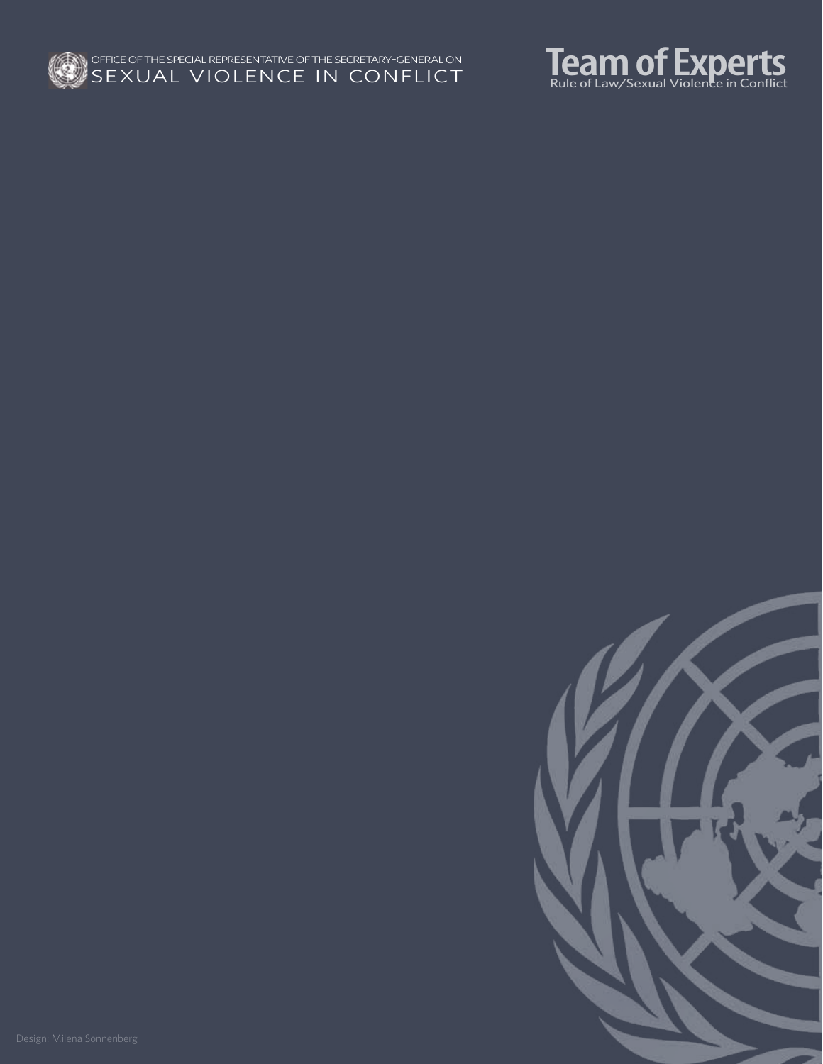OFFICE OF THE SPECIAL REPRESENTATIVE OF THE SECRETARY-GENERAL ON
SEXUAL VIOLENCE IN CONFLICT

**Team of Experts**
Rule of Law/Sexual Violence in Conflict

Design: Milena Sonnenberg